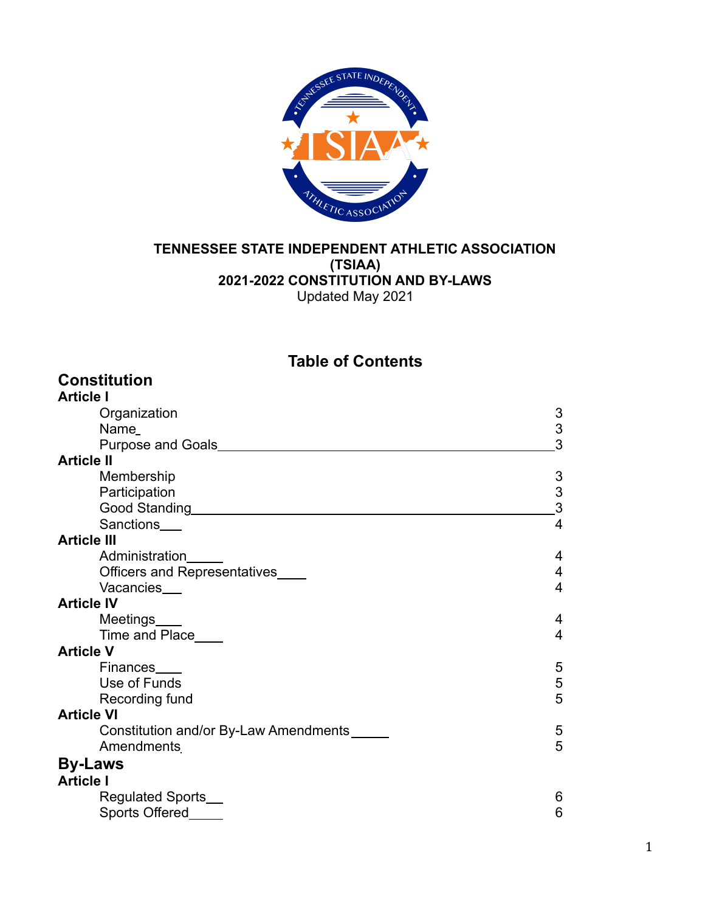**TENNESSEE STATE INDEPENDENT ATHLETIC ASSOCIATION (TSIAA)**
**2021-2022 CONSTITUTION AND BY-LAWS**
Updated May 2021

## Table of Contents

### Constitution

**Article I**

| | |
|---|---|
| Organization | 3 |
| Name | 3 |
| Purpose and Goals | 3 |

**Article II**

| | |
|---|---|
| Membership | 3 |
| Participation | 3 |
| Good Standing | 3 |
| Sanctions | 4 |

**Article III**

| | |
|---|---|
| Administration | 4 |
| Officers and Representatives | 4 |
| Vacancies | 4 |

**Article IV**

| | |
|---|---|
| Meetings | 4 |
| Time and Place | 4 |

**Article V**

| | |
|---|---|
| Finances | 5 |
| Use of Funds | 5 |
| Recording fund | 5 |

**Article VI**

| | |
|---|---|
| Constitution and/or By-Law Amendments | 5 |
| Amendments | 5 |

### By-Laws

**Article I**

| | |
|---|---|
| Regulated Sports | 6 |
| Sports Offered | 6 |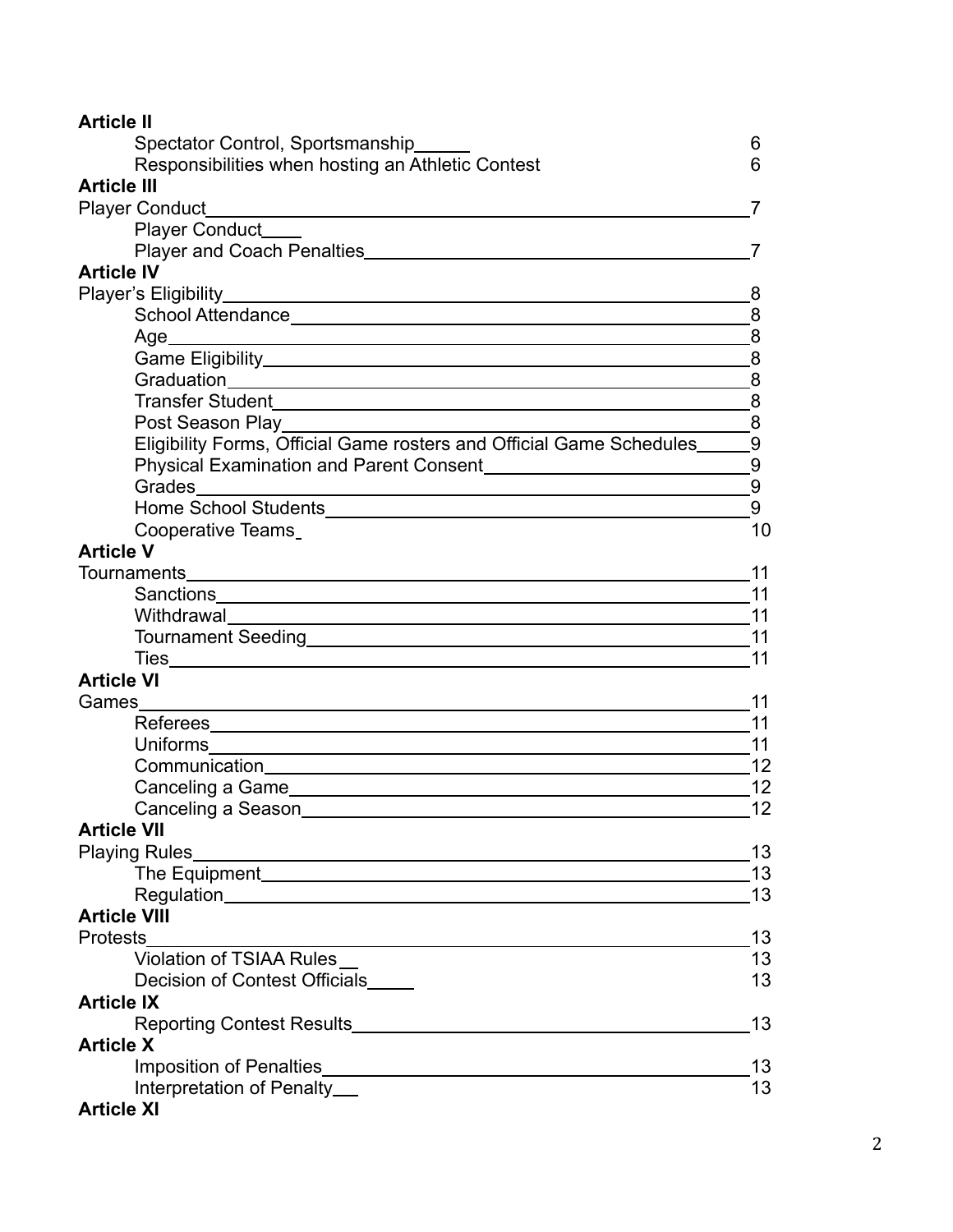**Article II**

- Spectator Control, Sportsmanship 6
- Responsibilities when hosting an Athletic Contest 6

**Article III**

Player Conduct 7

- Player Conduct
- Player and Coach Penalties 7

**Article IV**

Player's Eligibility 8

- School Attendance 8
- Age 8
- Game Eligibility 8
- Graduation 8
- Transfer Student 8
- Post Season Play 8
- Eligibility Forms, Official Game rosters and Official Game Schedules 9
- Physical Examination and Parent Consent 9
- Grades 9
- Home School Students 9
- Cooperative Teams 10

**Article V**

Tournaments 11

- Sanctions 11
- Withdrawal 11
- Tournament Seeding 11
- Ties 11

**Article VI**

Games 11

- Referees 11
- Uniforms 11
- Communication 12
- Canceling a Game 12
- Canceling a Season 12

**Article VII**

Playing Rules 13

- The Equipment 13
- Regulation 13

**Article VIII**

Protests 13

- Violation of TSIAA Rules 13
- Decision of Contest Officials 13

**Article IX**

- Reporting Contest Results 13

**Article X**

- Imposition of Penalties 13
- Interpretation of Penalty 13

**Article XI**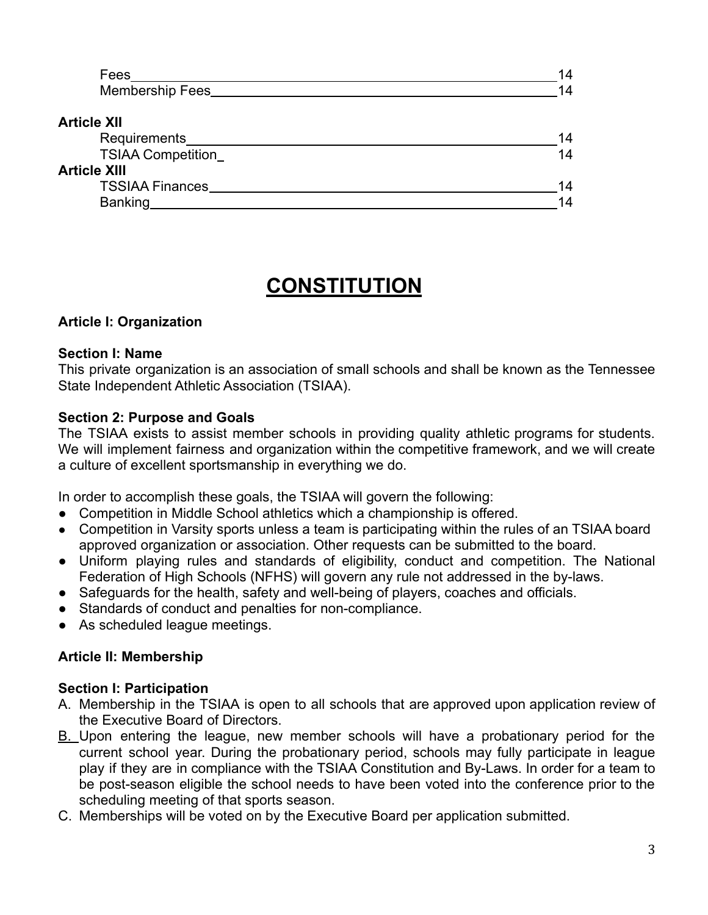| | |
|---|---|
| Fees | 14 |
| Membership Fees | 14 |

**Article XII**

| | |
|---|---|
| Requirements | 14 |
| TSIAA Competition | 14 |

**Article XIII**

| | |
|---|---|
| TSSIAA Finances | 14 |
| Banking | 14 |

# CONSTITUTION

### Article I: Organization

**Section I: Name**

This private organization is an association of small schools and shall be known as the Tennessee State Independent Athletic Association (TSIAA).

**Section 2: Purpose and Goals**

The TSIAA exists to assist member schools in providing quality athletic programs for students. We will implement fairness and organization within the competitive framework, and we will create a culture of excellent sportsmanship in everything we do.

In order to accomplish these goals, the TSIAA will govern the following:

- Competition in Middle School athletics which a championship is offered.
- Competition in Varsity sports unless a team is participating within the rules of an TSIAA board approved organization or association. Other requests can be submitted to the board.
- Uniform playing rules and standards of eligibility, conduct and competition. The National Federation of High Schools (NFHS) will govern any rule not addressed in the by-laws.
- Safeguards for the health, safety and well-being of players, coaches and officials.
- Standards of conduct and penalties for non-compliance.
- As scheduled league meetings.

### Article II: Membership

**Section I: Participation**

A. Membership in the TSIAA is open to all schools that are approved upon application review of the Executive Board of Directors.
B. Upon entering the league, new member schools will have a probationary period for the current school year. During the probationary period, schools may fully participate in league play if they are in compliance with the TSIAA Constitution and By-Laws. In order for a team to be post-season eligible the school needs to have been voted into the conference prior to the scheduling meeting of that sports season.
C. Memberships will be voted on by the Executive Board per application submitted.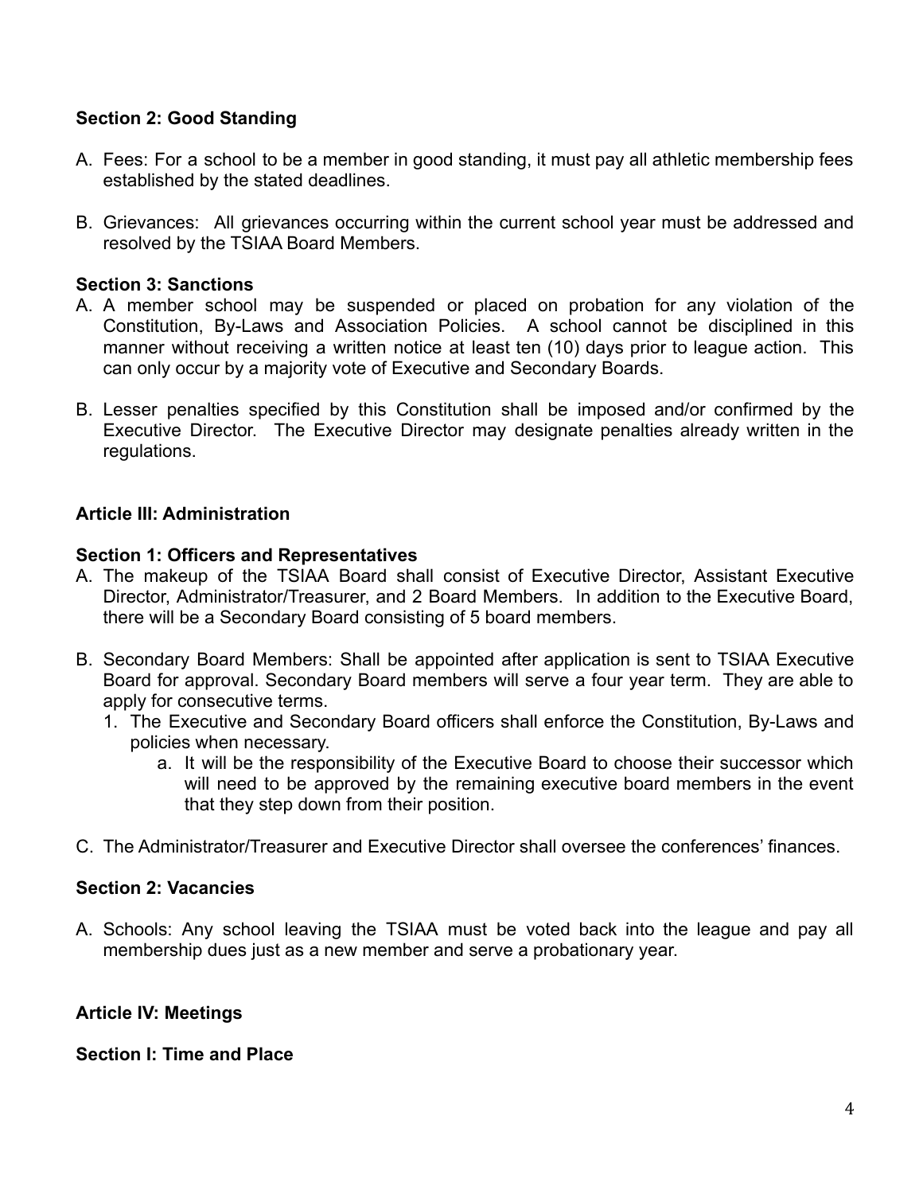**Section 2: Good Standing**

A. Fees: For a school to be a member in good standing, it must pay all athletic membership fees established by the stated deadlines.

B. Grievances: All grievances occurring within the current school year must be addressed and resolved by the TSIAA Board Members.

**Section 3: Sanctions**

A. A member school may be suspended or placed on probation for any violation of the Constitution, By-Laws and Association Policies. A school cannot be disciplined in this manner without receiving a written notice at least ten (10) days prior to league action. This can only occur by a majority vote of Executive and Secondary Boards.

B. Lesser penalties specified by this Constitution shall be imposed and/or confirmed by the Executive Director. The Executive Director may designate penalties already written in the regulations.

## Article III: Administration

**Section 1: Officers and Representatives**

A. The makeup of the TSIAA Board shall consist of Executive Director, Assistant Executive Director, Administrator/Treasurer, and 2 Board Members. In addition to the Executive Board, there will be a Secondary Board consisting of 5 board members.

B. Secondary Board Members: Shall be appointed after application is sent to TSIAA Executive Board for approval. Secondary Board members will serve a four year term. They are able to apply for consecutive terms.
   1. The Executive and Secondary Board officers shall enforce the Constitution, By-Laws and policies when necessary.
      a. It will be the responsibility of the Executive Board to choose their successor which will need to be approved by the remaining executive board members in the event that they step down from their position.

C. The Administrator/Treasurer and Executive Director shall oversee the conferences' finances.

**Section 2: Vacancies**

A. Schools: Any school leaving the TSIAA must be voted back into the league and pay all membership dues just as a new member and serve a probationary year.

## Article IV: Meetings

**Section I: Time and Place**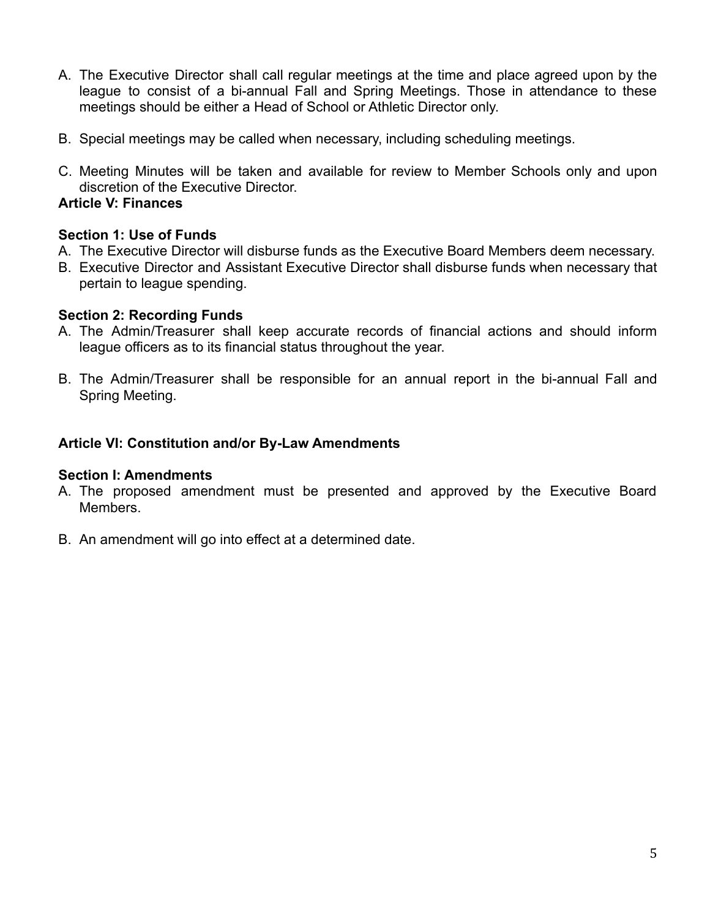A. The Executive Director shall call regular meetings at the time and place agreed upon by the league to consist of a bi-annual Fall and Spring Meetings. Those in attendance to these meetings should be either a Head of School or Athletic Director only.

B. Special meetings may be called when necessary, including scheduling meetings.

C. Meeting Minutes will be taken and available for review to Member Schools only and upon discretion of the Executive Director.

**Article V: Finances**

**Section 1: Use of Funds**

A. The Executive Director will disburse funds as the Executive Board Members deem necessary.
B. Executive Director and Assistant Executive Director shall disburse funds when necessary that pertain to league spending.

**Section 2: Recording Funds**

A. The Admin/Treasurer shall keep accurate records of financial actions and should inform league officers as to its financial status throughout the year.

B. The Admin/Treasurer shall be responsible for an annual report in the bi-annual Fall and Spring Meeting.

**Article VI: Constitution and/or By-Law Amendments**

**Section I: Amendments**

A. The proposed amendment must be presented and approved by the Executive Board Members.

B. An amendment will go into effect at a determined date.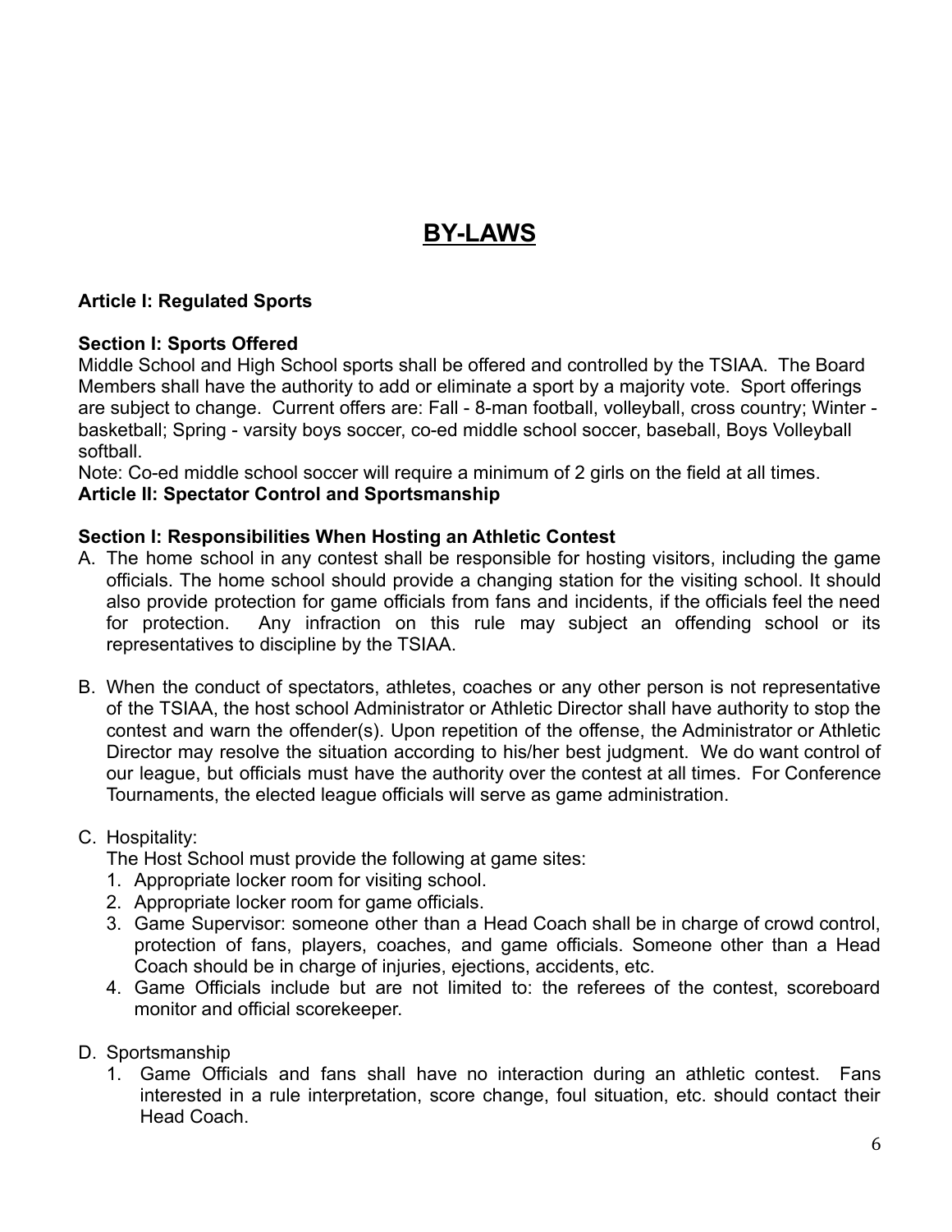# BY-LAWS

**Article I: Regulated Sports**

**Section I: Sports Offered**

Middle School and High School sports shall be offered and controlled by the TSIAA. The Board Members shall have the authority to add or eliminate a sport by a majority vote. Sport offerings are subject to change. Current offers are: Fall - 8-man football, volleyball, cross country; Winter - basketball; Spring - varsity boys soccer, co-ed middle school soccer, baseball, Boys Volleyball softball.

Note: Co-ed middle school soccer will require a minimum of 2 girls on the field at all times.

**Article II: Spectator Control and Sportsmanship**

**Section I: Responsibilities When Hosting an Athletic Contest**

A. The home school in any contest shall be responsible for hosting visitors, including the game officials. The home school should provide a changing station for the visiting school. It should also provide protection for game officials from fans and incidents, if the officials feel the need for protection. Any infraction on this rule may subject an offending school or its representatives to discipline by the TSIAA.

B. When the conduct of spectators, athletes, coaches or any other person is not representative of the TSIAA, the host school Administrator or Athletic Director shall have authority to stop the contest and warn the offender(s). Upon repetition of the offense, the Administrator or Athletic Director may resolve the situation according to his/her best judgment. We do want control of our league, but officials must have the authority over the contest at all times. For Conference Tournaments, the elected league officials will serve as game administration.

C. Hospitality:

   The Host School must provide the following at game sites:

   1. Appropriate locker room for visiting school.
   2. Appropriate locker room for game officials.
   3. Game Supervisor: someone other than a Head Coach shall be in charge of crowd control, protection of fans, players, coaches, and game officials. Someone other than a Head Coach should be in charge of injuries, ejections, accidents, etc.
   4. Game Officials include but are not limited to: the referees of the contest, scoreboard monitor and official scorekeeper.

D. Sportsmanship

   1. Game Officials and fans shall have no interaction during an athletic contest. Fans interested in a rule interpretation, score change, foul situation, etc. should contact their Head Coach.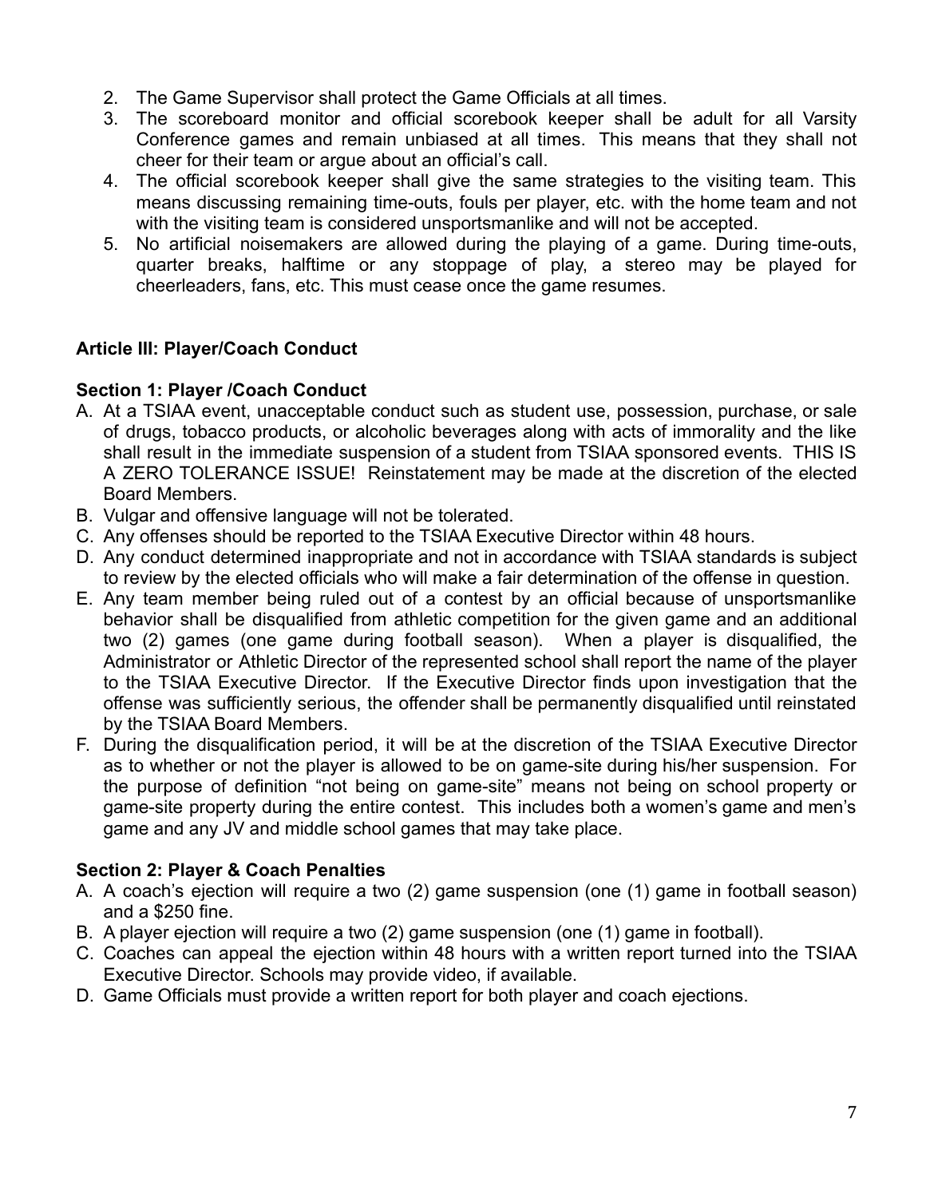2. The Game Supervisor shall protect the Game Officials at all times.
3. The scoreboard monitor and official scorebook keeper shall be adult for all Varsity Conference games and remain unbiased at all times. This means that they shall not cheer for their team or argue about an official's call.
4. The official scorebook keeper shall give the same strategies to the visiting team. This means discussing remaining time-outs, fouls per player, etc. with the home team and not with the visiting team is considered unsportsmanlike and will not be accepted.
5. No artificial noisemakers are allowed during the playing of a game. During time-outs, quarter breaks, halftime or any stoppage of play, a stereo may be played for cheerleaders, fans, etc. This must cease once the game resumes.

## Article III: Player/Coach Conduct

### Section 1: Player /Coach Conduct

A. At a TSIAA event, unacceptable conduct such as student use, possession, purchase, or sale of drugs, tobacco products, or alcoholic beverages along with acts of immorality and the like shall result in the immediate suspension of a student from TSIAA sponsored events. THIS IS A ZERO TOLERANCE ISSUE! Reinstatement may be made at the discretion of the elected Board Members.
B. Vulgar and offensive language will not be tolerated.
C. Any offenses should be reported to the TSIAA Executive Director within 48 hours.
D. Any conduct determined inappropriate and not in accordance with TSIAA standards is subject to review by the elected officials who will make a fair determination of the offense in question.
E. Any team member being ruled out of a contest by an official because of unsportsmanlike behavior shall be disqualified from athletic competition for the given game and an additional two (2) games (one game during football season). When a player is disqualified, the Administrator or Athletic Director of the represented school shall report the name of the player to the TSIAA Executive Director. If the Executive Director finds upon investigation that the offense was sufficiently serious, the offender shall be permanently disqualified until reinstated by the TSIAA Board Members.
F. During the disqualification period, it will be at the discretion of the TSIAA Executive Director as to whether or not the player is allowed to be on game-site during his/her suspension. For the purpose of definition "not being on game-site" means not being on school property or game-site property during the entire contest. This includes both a women's game and men's game and any JV and middle school games that may take place.

### Section 2: Player & Coach Penalties

A. A coach's ejection will require a two (2) game suspension (one (1) game in football season) and a $250 fine.
B. A player ejection will require a two (2) game suspension (one (1) game in football).
C. Coaches can appeal the ejection within 48 hours with a written report turned into the TSIAA Executive Director. Schools may provide video, if available.
D. Game Officials must provide a written report for both player and coach ejections.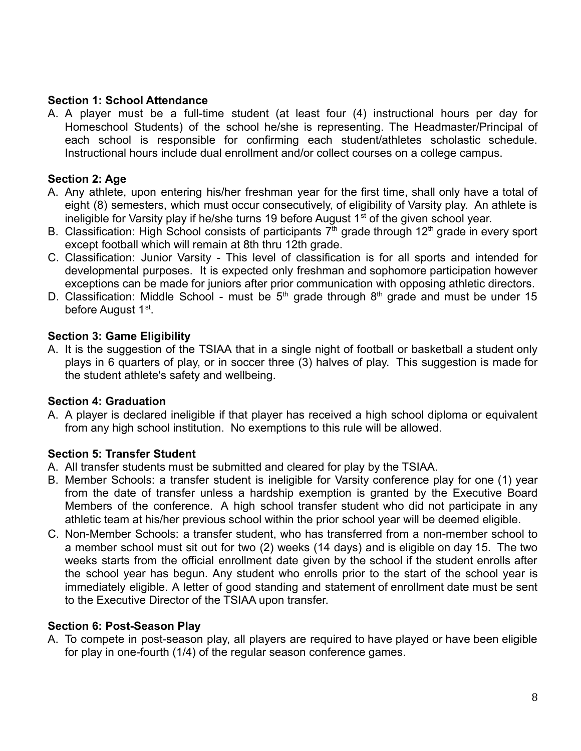**Section 1: School Attendance**

A. A player must be a full-time student (at least four (4) instructional hours per day for Homeschool Students) of the school he/she is representing. The Headmaster/Principal of each school is responsible for confirming each student/athletes scholastic schedule. Instructional hours include dual enrollment and/or collect courses on a college campus.

**Section 2: Age**

A. Any athlete, upon entering his/her freshman year for the first time, shall only have a total of eight (8) semesters, which must occur consecutively, of eligibility of Varsity play. An athlete is ineligible for Varsity play if he/she turns 19 before August 1st of the given school year.

B. Classification: High School consists of participants 7th grade through 12th grade in every sport except football which will remain at 8th thru 12th grade.

C. Classification: Junior Varsity - This level of classification is for all sports and intended for developmental purposes. It is expected only freshman and sophomore participation however exceptions can be made for juniors after prior communication with opposing athletic directors.

D. Classification: Middle School - must be 5th grade through 8th grade and must be under 15 before August 1st.

**Section 3: Game Eligibility**

A. It is the suggestion of the TSIAA that in a single night of football or basketball a student only plays in 6 quarters of play, or in soccer three (3) halves of play. This suggestion is made for the student athlete's safety and wellbeing.

**Section 4: Graduation**

A. A player is declared ineligible if that player has received a high school diploma or equivalent from any high school institution. No exemptions to this rule will be allowed.

**Section 5: Transfer Student**

A. All transfer students must be submitted and cleared for play by the TSIAA.

B. Member Schools: a transfer student is ineligible for Varsity conference play for one (1) year from the date of transfer unless a hardship exemption is granted by the Executive Board Members of the conference. A high school transfer student who did not participate in any athletic team at his/her previous school within the prior school year will be deemed eligible.

C. Non-Member Schools: a transfer student, who has transferred from a non-member school to a member school must sit out for two (2) weeks (14 days) and is eligible on day 15. The two weeks starts from the official enrollment date given by the school if the student enrolls after the school year has begun. Any student who enrolls prior to the start of the school year is immediately eligible. A letter of good standing and statement of enrollment date must be sent to the Executive Director of the TSIAA upon transfer.

**Section 6: Post-Season Play**

A. To compete in post-season play, all players are required to have played or have been eligible for play in one-fourth (1/4) of the regular season conference games.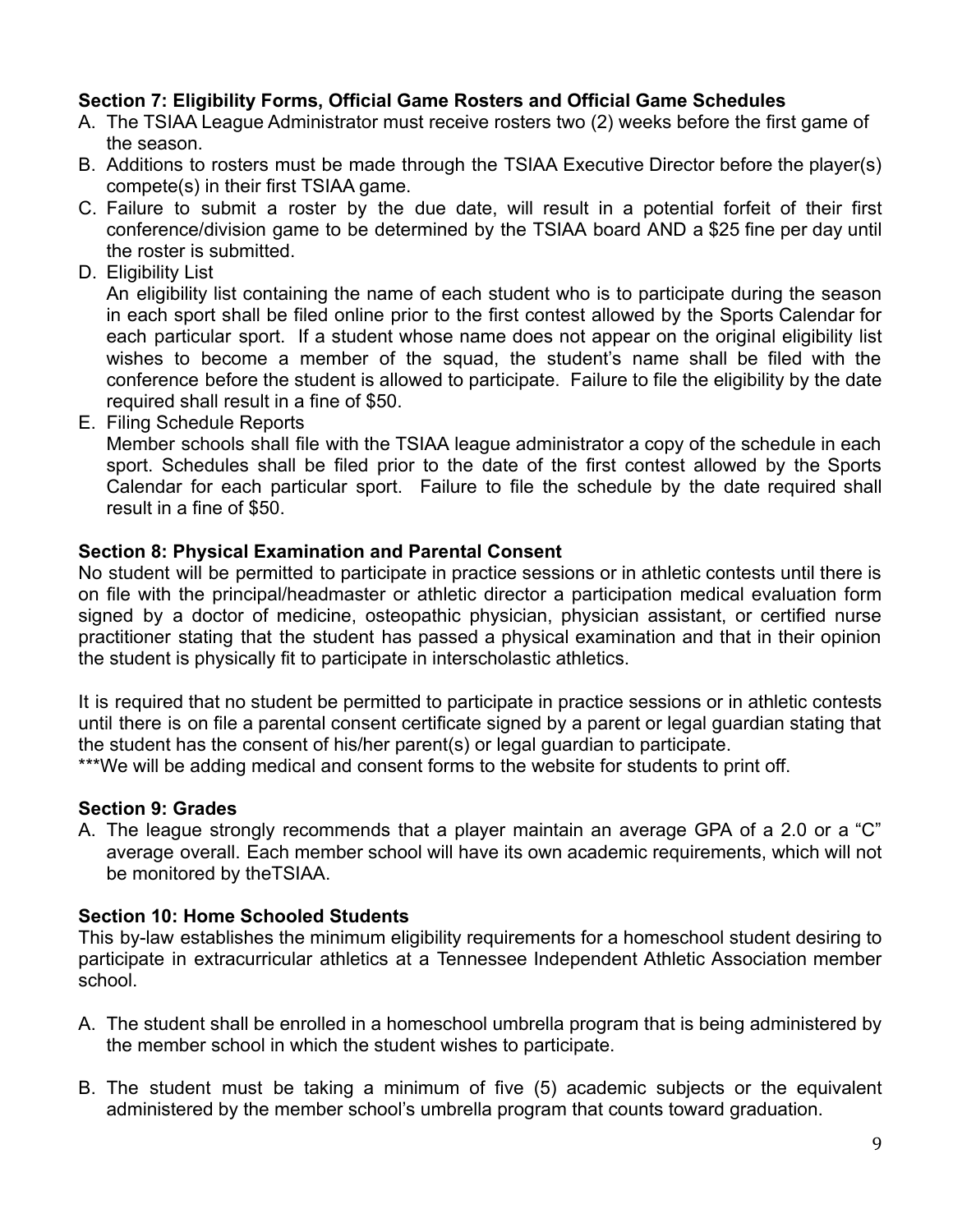**Section 7: Eligibility Forms, Official Game Rosters and Official Game Schedules**

A. The TSIAA League Administrator must receive rosters two (2) weeks before the first game of the season.
B. Additions to rosters must be made through the TSIAA Executive Director before the player(s) compete(s) in their first TSIAA game.
C. Failure to submit a roster by the due date, will result in a potential forfeit of their first conference/division game to be determined by the TSIAA board AND a $25 fine per day until the roster is submitted.
D. Eligibility List
   An eligibility list containing the name of each student who is to participate during the season in each sport shall be filed online prior to the first contest allowed by the Sports Calendar for each particular sport. If a student whose name does not appear on the original eligibility list wishes to become a member of the squad, the student's name shall be filed with the conference before the student is allowed to participate. Failure to file the eligibility by the date required shall result in a fine of $50.
E. Filing Schedule Reports
   Member schools shall file with the TSIAA league administrator a copy of the schedule in each sport. Schedules shall be filed prior to the date of the first contest allowed by the Sports Calendar for each particular sport. Failure to file the schedule by the date required shall result in a fine of $50.

**Section 8: Physical Examination and Parental Consent**

No student will be permitted to participate in practice sessions or in athletic contests until there is on file with the principal/headmaster or athletic director a participation medical evaluation form signed by a doctor of medicine, osteopathic physician, physician assistant, or certified nurse practitioner stating that the student has passed a physical examination and that in their opinion the student is physically fit to participate in interscholastic athletics.

It is required that no student be permitted to participate in practice sessions or in athletic contests until there is on file a parental consent certificate signed by a parent or legal guardian stating that the student has the consent of his/her parent(s) or legal guardian to participate.
***We will be adding medical and consent forms to the website for students to print off.

**Section 9: Grades**

A. The league strongly recommends that a player maintain an average GPA of a 2.0 or a "C" average overall. Each member school will have its own academic requirements, which will not be monitored by theTSIAA.

**Section 10: Home Schooled Students**

This by-law establishes the minimum eligibility requirements for a homeschool student desiring to participate in extracurricular athletics at a Tennessee Independent Athletic Association member school.

A. The student shall be enrolled in a homeschool umbrella program that is being administered by the member school in which the student wishes to participate.

B. The student must be taking a minimum of five (5) academic subjects or the equivalent administered by the member school's umbrella program that counts toward graduation.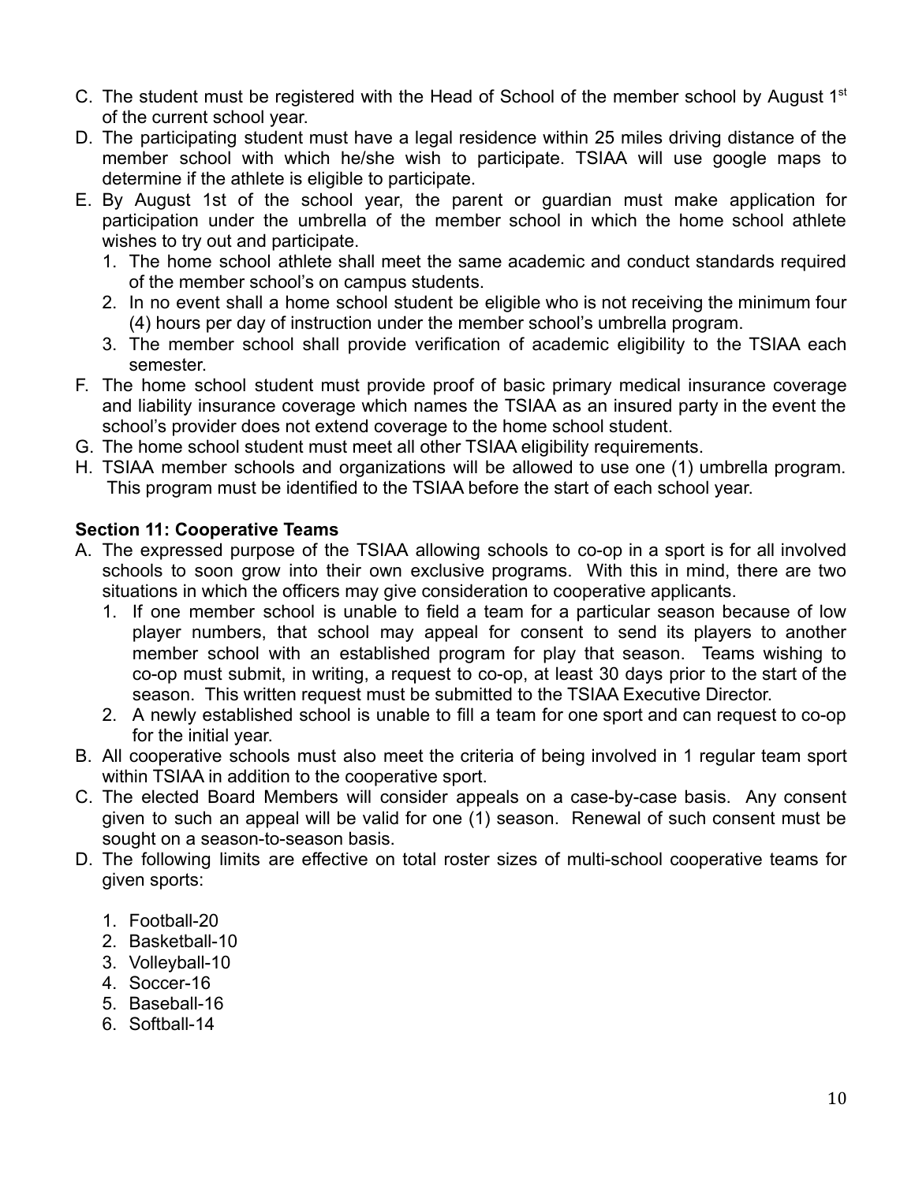C. The student must be registered with the Head of School of the member school by August 1st of the current school year.
D. The participating student must have a legal residence within 25 miles driving distance of the member school with which he/she wish to participate. TSIAA will use google maps to determine if the athlete is eligible to participate.
E. By August 1st of the school year, the parent or guardian must make application for participation under the umbrella of the member school in which the home school athlete wishes to try out and participate.
   1. The home school athlete shall meet the same academic and conduct standards required of the member school's on campus students.
   2. In no event shall a home school student be eligible who is not receiving the minimum four (4) hours per day of instruction under the member school's umbrella program.
   3. The member school shall provide verification of academic eligibility to the TSIAA each semester.
F. The home school student must provide proof of basic primary medical insurance coverage and liability insurance coverage which names the TSIAA as an insured party in the event the school's provider does not extend coverage to the home school student.
G. The home school student must meet all other TSIAA eligibility requirements.
H. TSIAA member schools and organizations will be allowed to use one (1) umbrella program. This program must be identified to the TSIAA before the start of each school year.

**Section 11: Cooperative Teams**

A. The expressed purpose of the TSIAA allowing schools to co-op in a sport is for all involved schools to soon grow into their own exclusive programs. With this in mind, there are two situations in which the officers may give consideration to cooperative applicants.
   1. If one member school is unable to field a team for a particular season because of low player numbers, that school may appeal for consent to send its players to another member school with an established program for play that season. Teams wishing to co-op must submit, in writing, a request to co-op, at least 30 days prior to the start of the season. This written request must be submitted to the TSIAA Executive Director.
   2. A newly established school is unable to fill a team for one sport and can request to co-op for the initial year.
B. All cooperative schools must also meet the criteria of being involved in 1 regular team sport within TSIAA in addition to the cooperative sport.
C. The elected Board Members will consider appeals on a case-by-case basis. Any consent given to such an appeal will be valid for one (1) season. Renewal of such consent must be sought on a season-to-season basis.
D. The following limits are effective on total roster sizes of multi-school cooperative teams for given sports:
   1. Football-20
   2. Basketball-10
   3. Volleyball-10
   4. Soccer-16
   5. Baseball-16
   6. Softball-14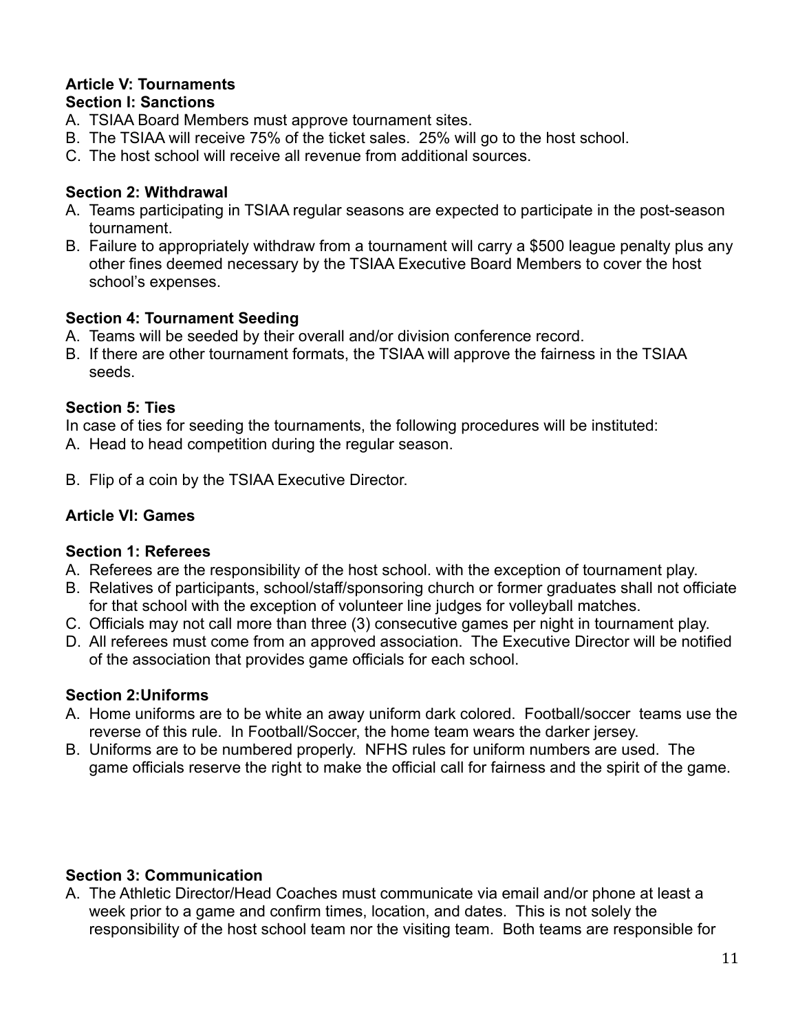**Article V: Tournaments**
**Section I: Sanctions**

A. TSIAA Board Members must approve tournament sites.
B. The TSIAA will receive 75% of the ticket sales. 25% will go to the host school.
C. The host school will receive all revenue from additional sources.

**Section 2: Withdrawal**

A. Teams participating in TSIAA regular seasons are expected to participate in the post-season tournament.
B. Failure to appropriately withdraw from a tournament will carry a $500 league penalty plus any other fines deemed necessary by the TSIAA Executive Board Members to cover the host school's expenses.

**Section 4: Tournament Seeding**

A. Teams will be seeded by their overall and/or division conference record.
B. If there are other tournament formats, the TSIAA will approve the fairness in the TSIAA seeds.

**Section 5: Ties**

In case of ties for seeding the tournaments, the following procedures will be instituted:

A. Head to head competition during the regular season.

B. Flip of a coin by the TSIAA Executive Director.

**Article VI: Games**

**Section 1: Referees**

A. Referees are the responsibility of the host school. with the exception of tournament play.
B. Relatives of participants, school/staff/sponsoring church or former graduates shall not officiate for that school with the exception of volunteer line judges for volleyball matches.
C. Officials may not call more than three (3) consecutive games per night in tournament play.
D. All referees must come from an approved association. The Executive Director will be notified of the association that provides game officials for each school.

**Section 2:Uniforms**

A. Home uniforms are to be white an away uniform dark colored. Football/soccer teams use the reverse of this rule. In Football/Soccer, the home team wears the darker jersey.
B. Uniforms are to be numbered properly. NFHS rules for uniform numbers are used. The game officials reserve the right to make the official call for fairness and the spirit of the game.

**Section 3: Communication**

A. The Athletic Director/Head Coaches must communicate via email and/or phone at least a week prior to a game and confirm times, location, and dates. This is not solely the responsibility of the host school team nor the visiting team. Both teams are responsible for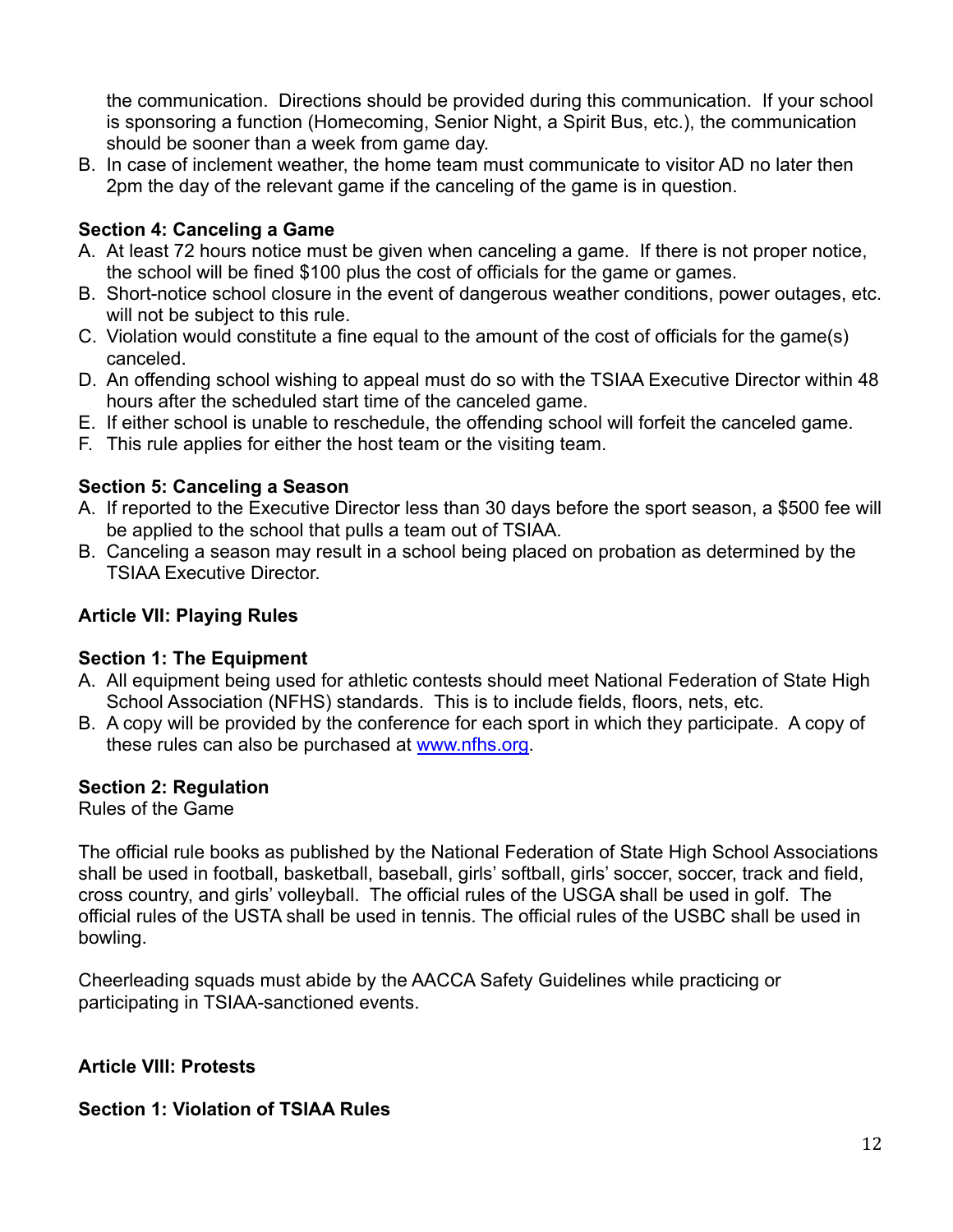the communication. Directions should be provided during this communication. If your school is sponsoring a function (Homecoming, Senior Night, a Spirit Bus, etc.), the communication should be sooner than a week from game day.

B. In case of inclement weather, the home team must communicate to visitor AD no later then 2pm the day of the relevant game if the canceling of the game is in question.

**Section 4: Canceling a Game**

A. At least 72 hours notice must be given when canceling a game. If there is not proper notice, the school will be fined $100 plus the cost of officials for the game or games.
B. Short-notice school closure in the event of dangerous weather conditions, power outages, etc. will not be subject to this rule.
C. Violation would constitute a fine equal to the amount of the cost of officials for the game(s) canceled.
D. An offending school wishing to appeal must do so with the TSIAA Executive Director within 48 hours after the scheduled start time of the canceled game.
E. If either school is unable to reschedule, the offending school will forfeit the canceled game.
F. This rule applies for either the host team or the visiting team.

**Section 5: Canceling a Season**

A. If reported to the Executive Director less than 30 days before the sport season, a $500 fee will be applied to the school that pulls a team out of TSIAA.
B. Canceling a season may result in a school being placed on probation as determined by the TSIAA Executive Director.

## Article VII: Playing Rules

**Section 1: The Equipment**

A. All equipment being used for athletic contests should meet National Federation of State High School Association (NFHS) standards. This is to include fields, floors, nets, etc.
B. A copy will be provided by the conference for each sport in which they participate. A copy of these rules can also be purchased at [www.nfhs.org](http://www.nfhs.org).

**Section 2: Regulation**

Rules of the Game

The official rule books as published by the National Federation of State High School Associations shall be used in football, basketball, baseball, girls' softball, girls' soccer, soccer, track and field, cross country, and girls' volleyball. The official rules of the USGA shall be used in golf. The official rules of the USTA shall be used in tennis. The official rules of the USBC shall be used in bowling.

Cheerleading squads must abide by the AACCA Safety Guidelines while practicing or participating in TSIAA-sanctioned events.

## Article VIII: Protests

**Section 1: Violation of TSIAA Rules**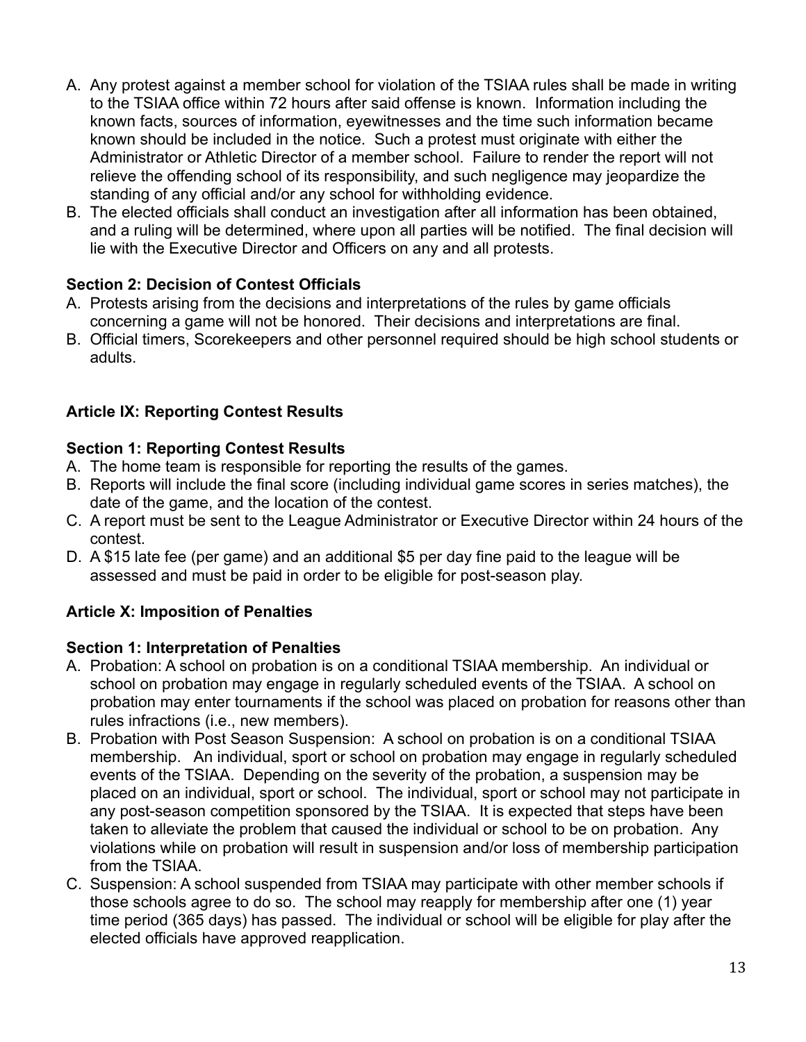A. Any protest against a member school for violation of the TSIAA rules shall be made in writing to the TSIAA office within 72 hours after said offense is known. Information including the known facts, sources of information, eyewitnesses and the time such information became known should be included in the notice. Such a protest must originate with either the Administrator or Athletic Director of a member school. Failure to render the report will not relieve the offending school of its responsibility, and such negligence may jeopardize the standing of any official and/or any school for withholding evidence.
B. The elected officials shall conduct an investigation after all information has been obtained, and a ruling will be determined, where upon all parties will be notified. The final decision will lie with the Executive Director and Officers on any and all protests.

**Section 2: Decision of Contest Officials**

A. Protests arising from the decisions and interpretations of the rules by game officials concerning a game will not be honored. Their decisions and interpretations are final.
B. Official timers, Scorekeepers and other personnel required should be high school students or adults.

## Article IX: Reporting Contest Results

**Section 1: Reporting Contest Results**

A. The home team is responsible for reporting the results of the games.
B. Reports will include the final score (including individual game scores in series matches), the date of the game, and the location of the contest.
C. A report must be sent to the League Administrator or Executive Director within 24 hours of the contest.
D. A $15 late fee (per game) and an additional $5 per day fine paid to the league will be assessed and must be paid in order to be eligible for post-season play.

## Article X: Imposition of Penalties

**Section 1: Interpretation of Penalties**

A. Probation: A school on probation is on a conditional TSIAA membership. An individual or school on probation may engage in regularly scheduled events of the TSIAA. A school on probation may enter tournaments if the school was placed on probation for reasons other than rules infractions (i.e., new members).
B. Probation with Post Season Suspension: A school on probation is on a conditional TSIAA membership. An individual, sport or school on probation may engage in regularly scheduled events of the TSIAA. Depending on the severity of the probation, a suspension may be placed on an individual, sport or school. The individual, sport or school may not participate in any post-season competition sponsored by the TSIAA. It is expected that steps have been taken to alleviate the problem that caused the individual or school to be on probation. Any violations while on probation will result in suspension and/or loss of membership participation from the TSIAA.
C. Suspension: A school suspended from TSIAA may participate with other member schools if those schools agree to do so. The school may reapply for membership after one (1) year time period (365 days) has passed. The individual or school will be eligible for play after the elected officials have approved reapplication.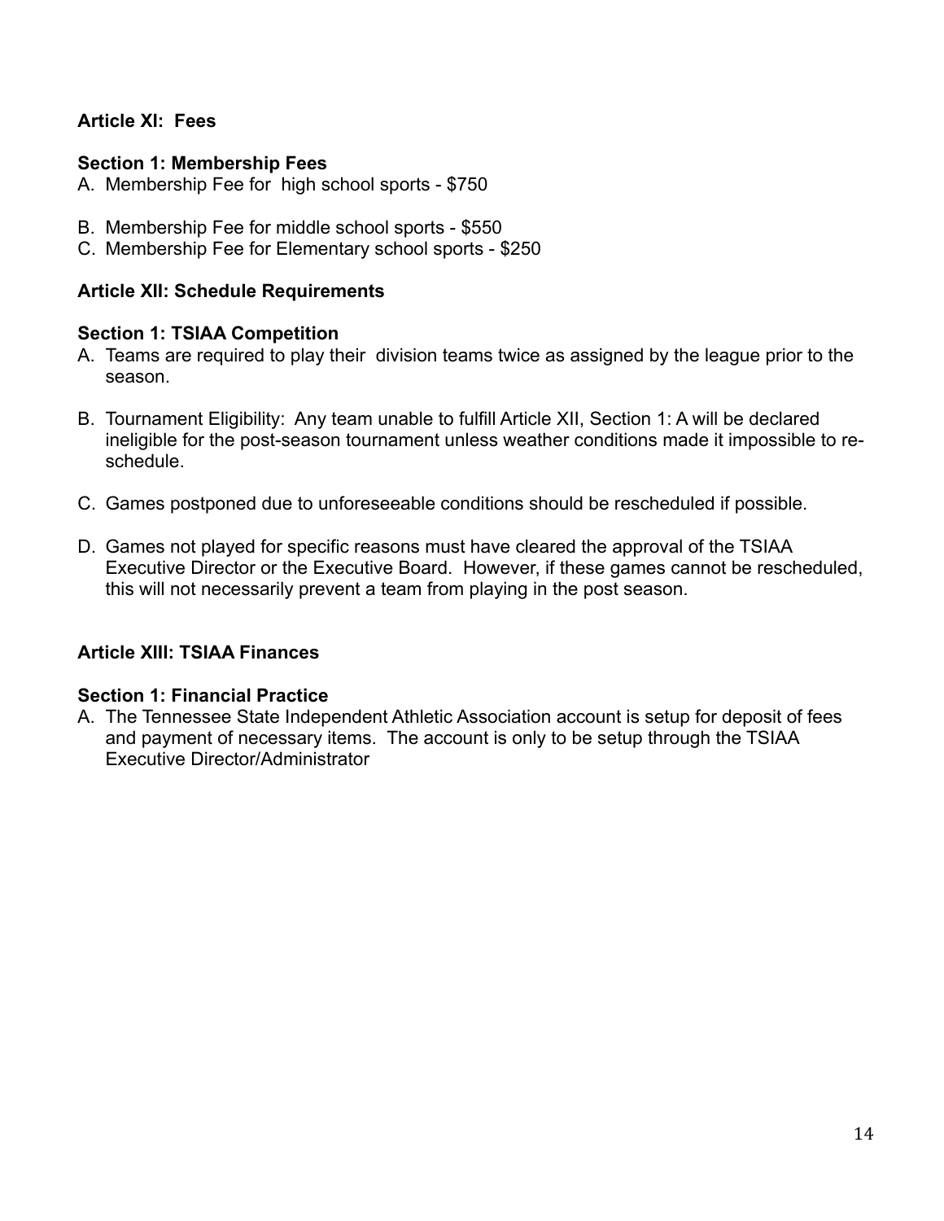## Article XI: Fees

### Section 1: Membership Fees

A. Membership Fee for high school sports - $750

B. Membership Fee for middle school sports - $550
C. Membership Fee for Elementary school sports - $250

## Article XII: Schedule Requirements

### Section 1: TSIAA Competition

A. Teams are required to play their division teams twice as assigned by the league prior to the season.

B. Tournament Eligibility: Any team unable to fulfill Article XII, Section 1: A will be declared ineligible for the post-season tournament unless weather conditions made it impossible to re-schedule.

C. Games postponed due to unforeseeable conditions should be rescheduled if possible.

D. Games not played for specific reasons must have cleared the approval of the TSIAA Executive Director or the Executive Board. However, if these games cannot be rescheduled, this will not necessarily prevent a team from playing in the post season.

## Article XIII: TSIAA Finances

### Section 1: Financial Practice

A. The Tennessee State Independent Athletic Association account is setup for deposit of fees and payment of necessary items. The account is only to be setup through the TSIAA Executive Director/Administrator